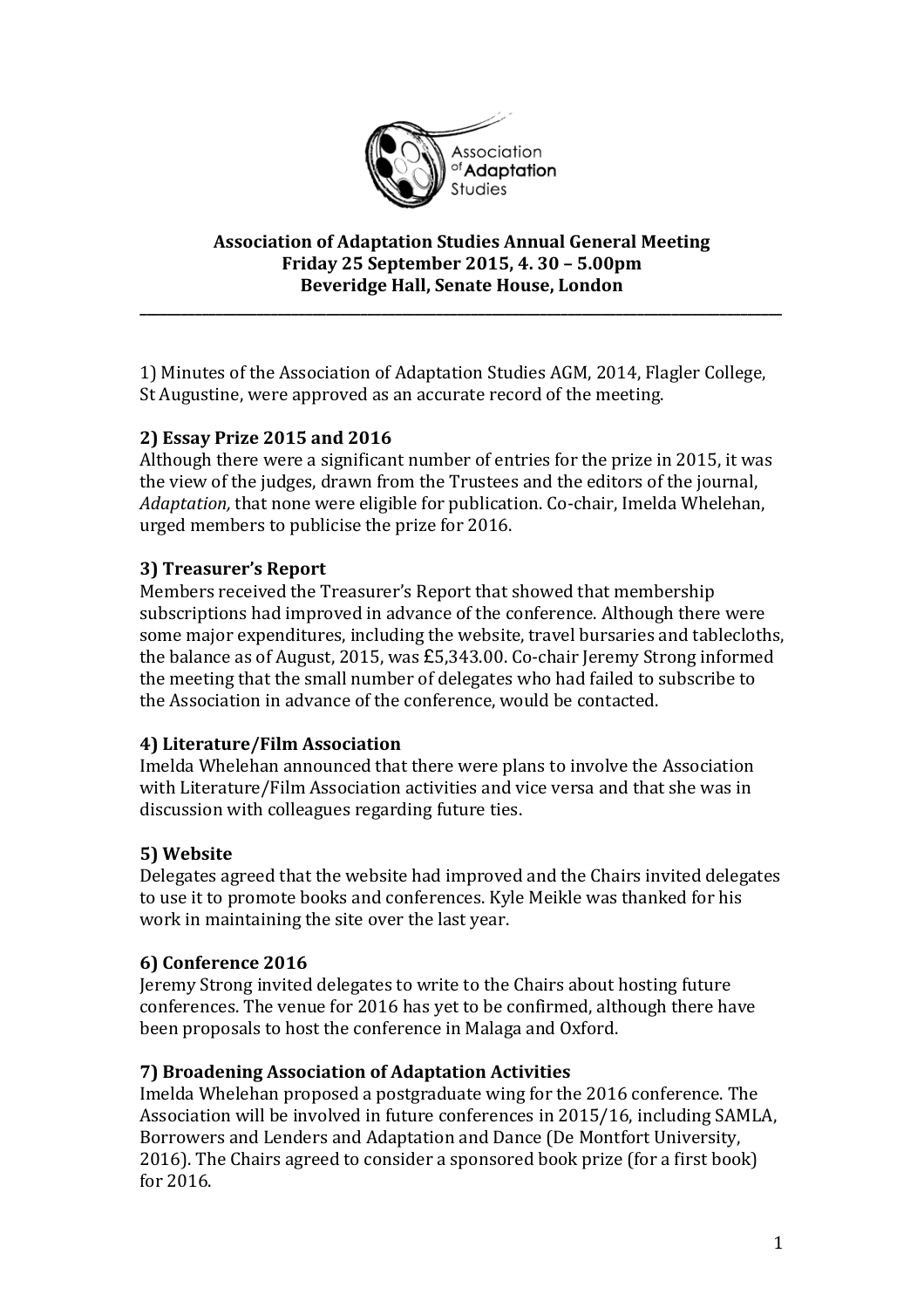**Association of Adaptation Studies Annual General Meeting**
**Friday 25 September 2015, 4. 30 – 5.00pm**
**Beveridge Hall, Senate House, London**

---

1) Minutes of the Association of Adaptation Studies AGM, 2014, Flagler College, St Augustine, were approved as an accurate record of the meeting.

### 2) Essay Prize 2015 and 2016

Although there were a significant number of entries for the prize in 2015, it was the view of the judges, drawn from the Trustees and the editors of the journal, *Adaptation,* that none were eligible for publication. Co-chair, Imelda Whelehan, urged members to publicise the prize for 2016.

### 3) Treasurer's Report

Members received the Treasurer's Report that showed that membership subscriptions had improved in advance of the conference. Although there were some major expenditures, including the website, travel bursaries and tablecloths, the balance as of August, 2015, was £5,343.00. Co-chair Jeremy Strong informed the meeting that the small number of delegates who had failed to subscribe to the Association in advance of the conference, would be contacted.

### 4) Literature/Film Association

Imelda Whelehan announced that there were plans to involve the Association with Literature/Film Association activities and vice versa and that she was in discussion with colleagues regarding future ties.

### 5) Website

Delegates agreed that the website had improved and the Chairs invited delegates to use it to promote books and conferences. Kyle Meikle was thanked for his work in maintaining the site over the last year.

### 6) Conference 2016

Jeremy Strong invited delegates to write to the Chairs about hosting future conferences. The venue for 2016 has yet to be confirmed, although there have been proposals to host the conference in Malaga and Oxford.

### 7) Broadening Association of Adaptation Activities

Imelda Whelehan proposed a postgraduate wing for the 2016 conference. The Association will be involved in future conferences in 2015/16, including SAMLA, Borrowers and Lenders and Adaptation and Dance (De Montfort University, 2016). The Chairs agreed to consider a sponsored book prize (for a first book) for 2016.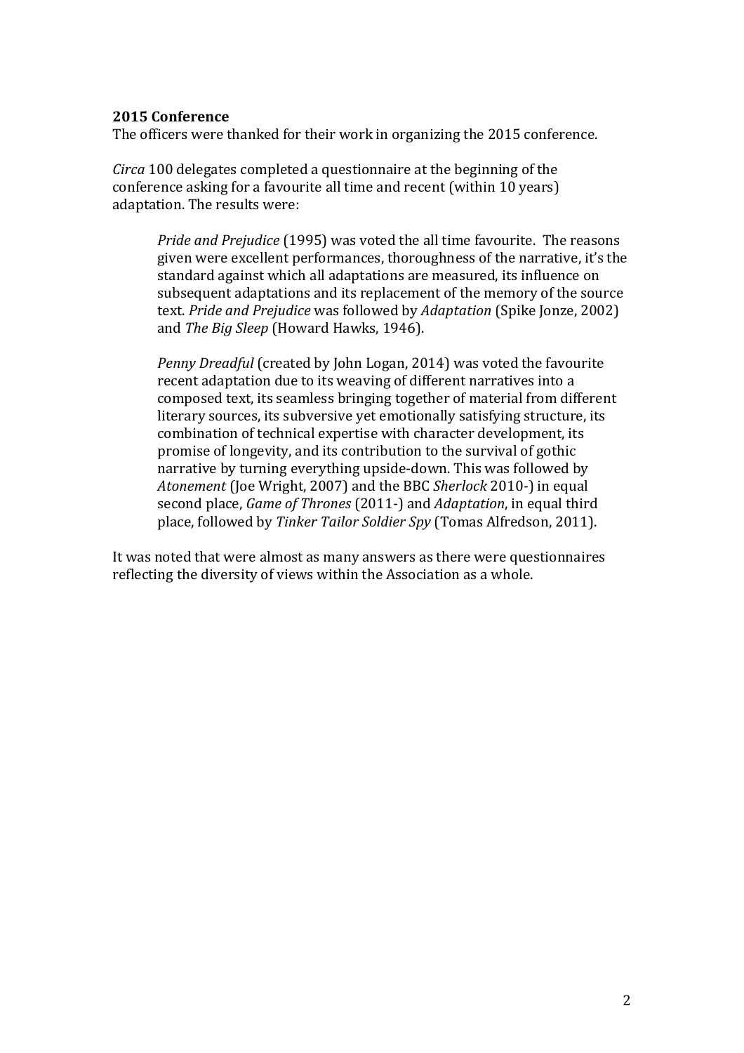**2015 Conference**

The officers were thanked for their work in organizing the 2015 conference.

*Circa* 100 delegates completed a questionnaire at the beginning of the conference asking for a favourite all time and recent (within 10 years) adaptation. The results were:

> *Pride and Prejudice* (1995) was voted the all time favourite. The reasons given were excellent performances, thoroughness of the narrative, it's the standard against which all adaptations are measured, its influence on subsequent adaptations and its replacement of the memory of the source text. *Pride and Prejudice* was followed by *Adaptation* (Spike Jonze, 2002) and *The Big Sleep* (Howard Hawks, 1946).
>
> *Penny Dreadful* (created by John Logan, 2014) was voted the favourite recent adaptation due to its weaving of different narratives into a composed text, its seamless bringing together of material from different literary sources, its subversive yet emotionally satisfying structure, its combination of technical expertise with character development, its promise of longevity, and its contribution to the survival of gothic narrative by turning everything upside-down. This was followed by *Atonement* (Joe Wright, 2007) and the BBC *Sherlock* 2010-) in equal second place, *Game of Thrones* (2011-) and *Adaptation*, in equal third place, followed by *Tinker Tailor Soldier Spy* (Tomas Alfredson, 2011).

It was noted that were almost as many answers as there were questionnaires reflecting the diversity of views within the Association as a whole.